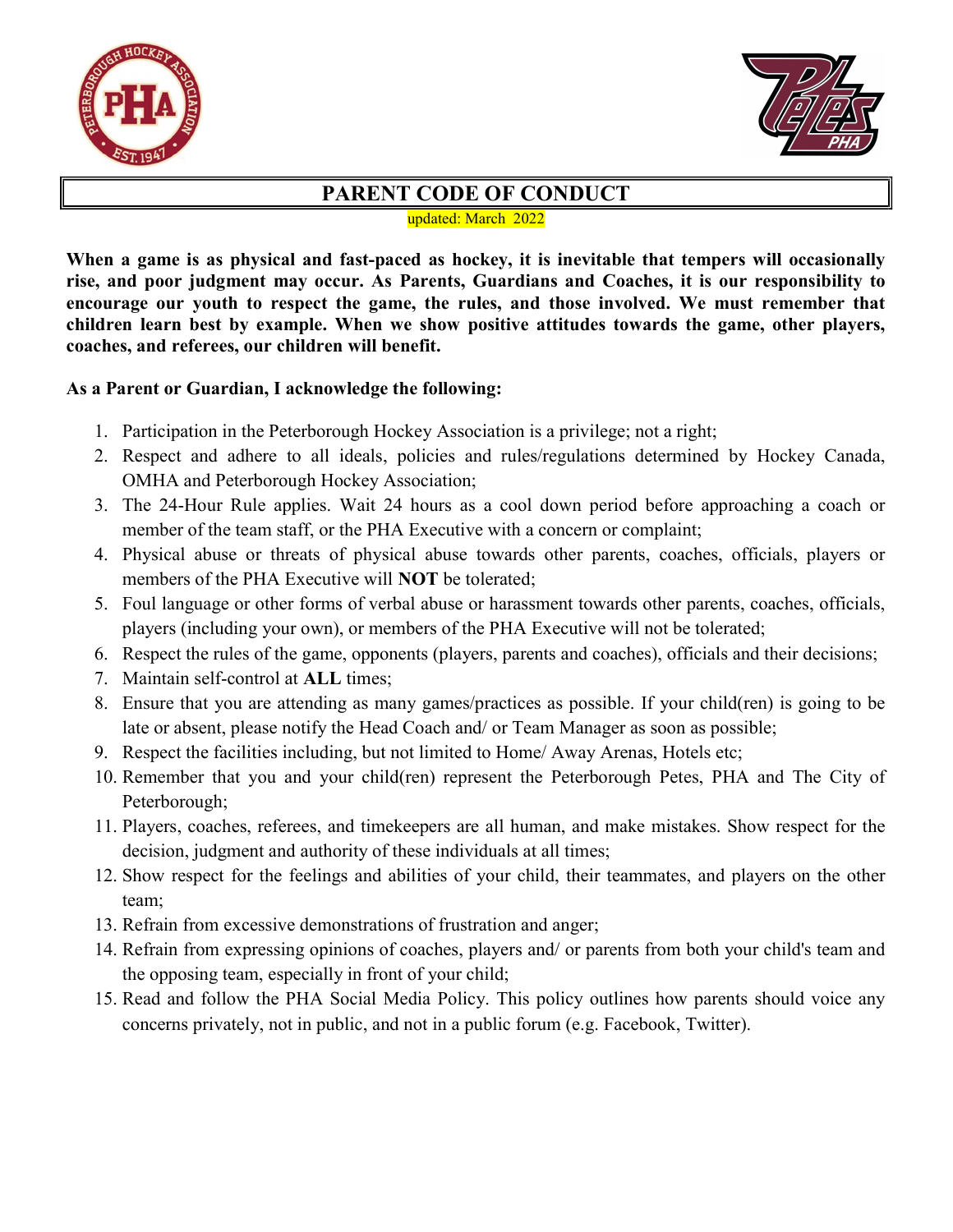# PARENT CODE OF CONDUCT

updated: March 2022

**When a game is as physical and fast-paced as hockey, it is inevitable that tempers will occasionally rise, and poor judgment may occur. As Parents, Guardians and Coaches, it is our responsibility to encourage our youth to respect the game, the rules, and those involved. We must remember that children learn best by example. When we show positive attitudes towards the game, other players, coaches, and referees, our children will benefit.**

**As a Parent or Guardian, I acknowledge the following:**

1. Participation in the Peterborough Hockey Association is a privilege; not a right;
2. Respect and adhere to all ideals, policies and rules/regulations determined by Hockey Canada, OMHA and Peterborough Hockey Association;
3. The 24-Hour Rule applies. Wait 24 hours as a cool down period before approaching a coach or member of the team staff, or the PHA Executive with a concern or complaint;
4. Physical abuse or threats of physical abuse towards other parents, coaches, officials, players or members of the PHA Executive will **NOT** be tolerated;
5. Foul language or other forms of verbal abuse or harassment towards other parents, coaches, officials, players (including your own), or members of the PHA Executive will not be tolerated;
6. Respect the rules of the game, opponents (players, parents and coaches), officials and their decisions;
7. Maintain self-control at **ALL** times;
8. Ensure that you are attending as many games/practices as possible. If your child(ren) is going to be late or absent, please notify the Head Coach and/ or Team Manager as soon as possible;
9. Respect the facilities including, but not limited to Home/ Away Arenas, Hotels etc;
10. Remember that you and your child(ren) represent the Peterborough Petes, PHA and The City of Peterborough;
11. Players, coaches, referees, and timekeepers are all human, and make mistakes. Show respect for the decision, judgment and authority of these individuals at all times;
12. Show respect for the feelings and abilities of your child, their teammates, and players on the other team;
13. Refrain from excessive demonstrations of frustration and anger;
14. Refrain from expressing opinions of coaches, players and/ or parents from both your child's team and the opposing team, especially in front of your child;
15. Read and follow the PHA Social Media Policy. This policy outlines how parents should voice any concerns privately, not in public, and not in a public forum (e.g. Facebook, Twitter).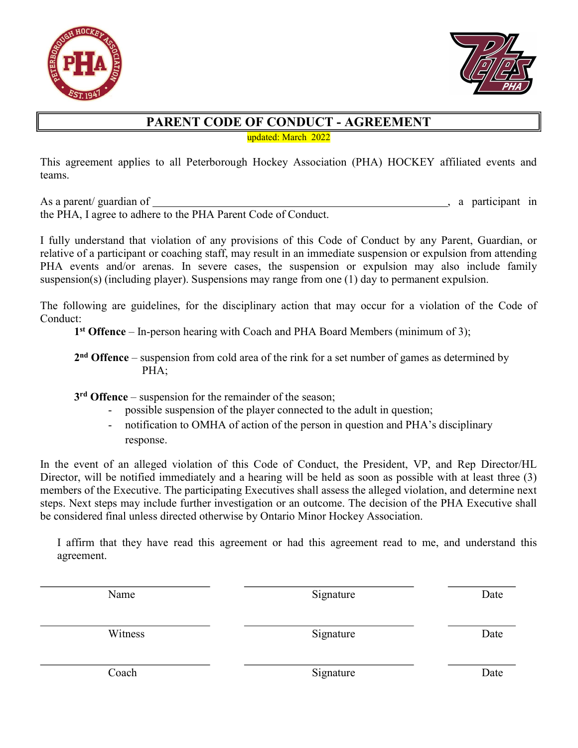# PARENT CODE OF CONDUCT - AGREEMENT

updated: March 2022

This agreement applies to all Peterborough Hockey Association (PHA) HOCKEY affiliated events and teams.

As a parent/ guardian of \_\_\_\_\_\_\_\_\_\_\_\_\_\_\_\_\_\_\_\_\_\_\_\_\_\_\_\_\_\_\_\_\_\_\_\_\_\_\_\_\_\_\_\_\_\_\_\_\_\_\_\_, a participant in the PHA, I agree to adhere to the PHA Parent Code of Conduct.

I fully understand that violation of any provisions of this Code of Conduct by any Parent, Guardian, or relative of a participant or coaching staff, may result in an immediate suspension or expulsion from attending PHA events and/or arenas. In severe cases, the suspension or expulsion may also include family suspension(s) (including player). Suspensions may range from one (1) day to permanent expulsion.

The following are guidelines, for the disciplinary action that may occur for a violation of the Code of Conduct:

**1st Offence** – In-person hearing with Coach and PHA Board Members (minimum of 3);

**2nd Offence** – suspension from cold area of the rink for a set number of games as determined by PHA;

**3rd Offence** – suspension for the remainder of the season;
- possible suspension of the player connected to the adult in question;
- notification to OMHA of action of the person in question and PHA's disciplinary response.

In the event of an alleged violation of this Code of Conduct, the President, VP, and Rep Director/HL Director, will be notified immediately and a hearing will be held as soon as possible with at least three (3) members of the Executive. The participating Executives shall assess the alleged violation, and determine next steps. Next steps may include further investigation or an outcome. The decision of the PHA Executive shall be considered final unless directed otherwise by Ontario Minor Hockey Association.

I affirm that they have read this agreement or had this agreement read to me, and understand this agreement.

| | | |
|---|---|---|
| \_\_\_\_\_\_\_\_\_\_\_\_\_\_\_\_\_\_\_\_ Name | \_\_\_\_\_\_\_\_\_\_\_\_\_\_\_\_\_\_\_\_ Signature | \_\_\_\_\_\_\_\_ Date |
| \_\_\_\_\_\_\_\_\_\_\_\_\_\_\_\_\_\_\_\_ Witness | \_\_\_\_\_\_\_\_\_\_\_\_\_\_\_\_\_\_\_\_ Signature | \_\_\_\_\_\_\_\_ Date |
| \_\_\_\_\_\_\_\_\_\_\_\_\_\_\_\_\_\_\_\_ Coach | \_\_\_\_\_\_\_\_\_\_\_\_\_\_\_\_\_\_\_\_ Signature | \_\_\_\_\_\_\_\_ Date |